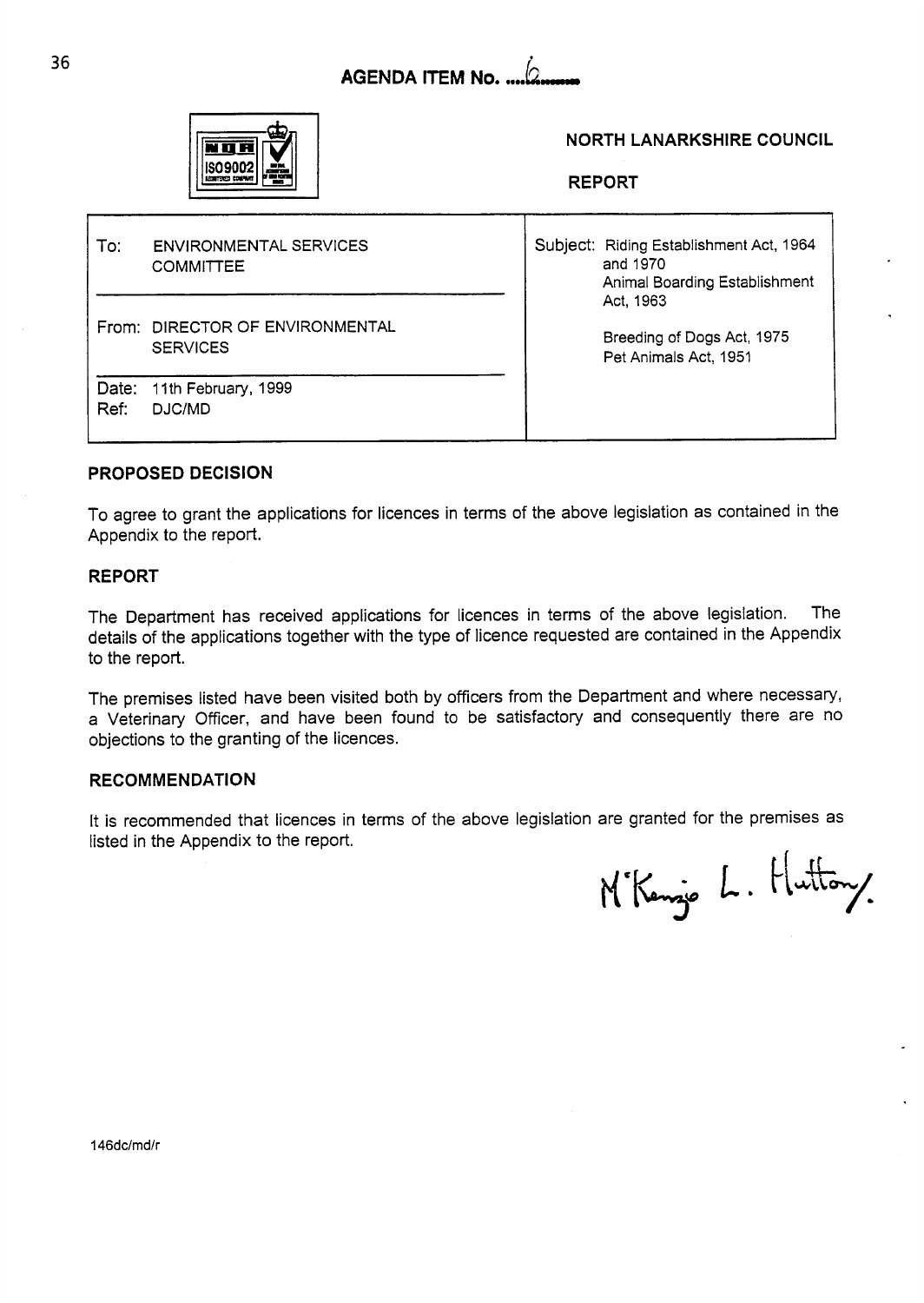**AGENDA ITEM No. 6**

**NORTH LANARKSHIRE COUNCIL**

**REPORT**

| | |
|---|---|
| To: ENVIRONMENTAL SERVICES COMMITTEE | Subject: Riding Establishment Act, 1964 and 1970<br>Animal Boarding Establishment Act, 1963<br><br>Breeding of Dogs Act, 1975<br>Pet Animals Act, 1951 |
| From: DIRECTOR OF ENVIRONMENTAL SERVICES | |
| Date: 11th February, 1999<br>Ref: DJC/MD | |

## PROPOSED DECISION

To agree to grant the applications for licences in terms of the above legislation as contained in the Appendix to the report.

## REPORT

The Department has received applications for licences in terms of the above legislation. The details of the applications together with the type of licence requested are contained in the Appendix to the report.

The premises listed have been visited both by officers from the Department and where necessary, a Veterinary Officer, and have been found to be satisfactory and consequently there are no objections to the granting of the licences.

## RECOMMENDATION

It is recommended that licences in terms of the above legislation are granted for the premises as listed in the Appendix to the report.

McKenzie L. Hutton.

146dc/md/r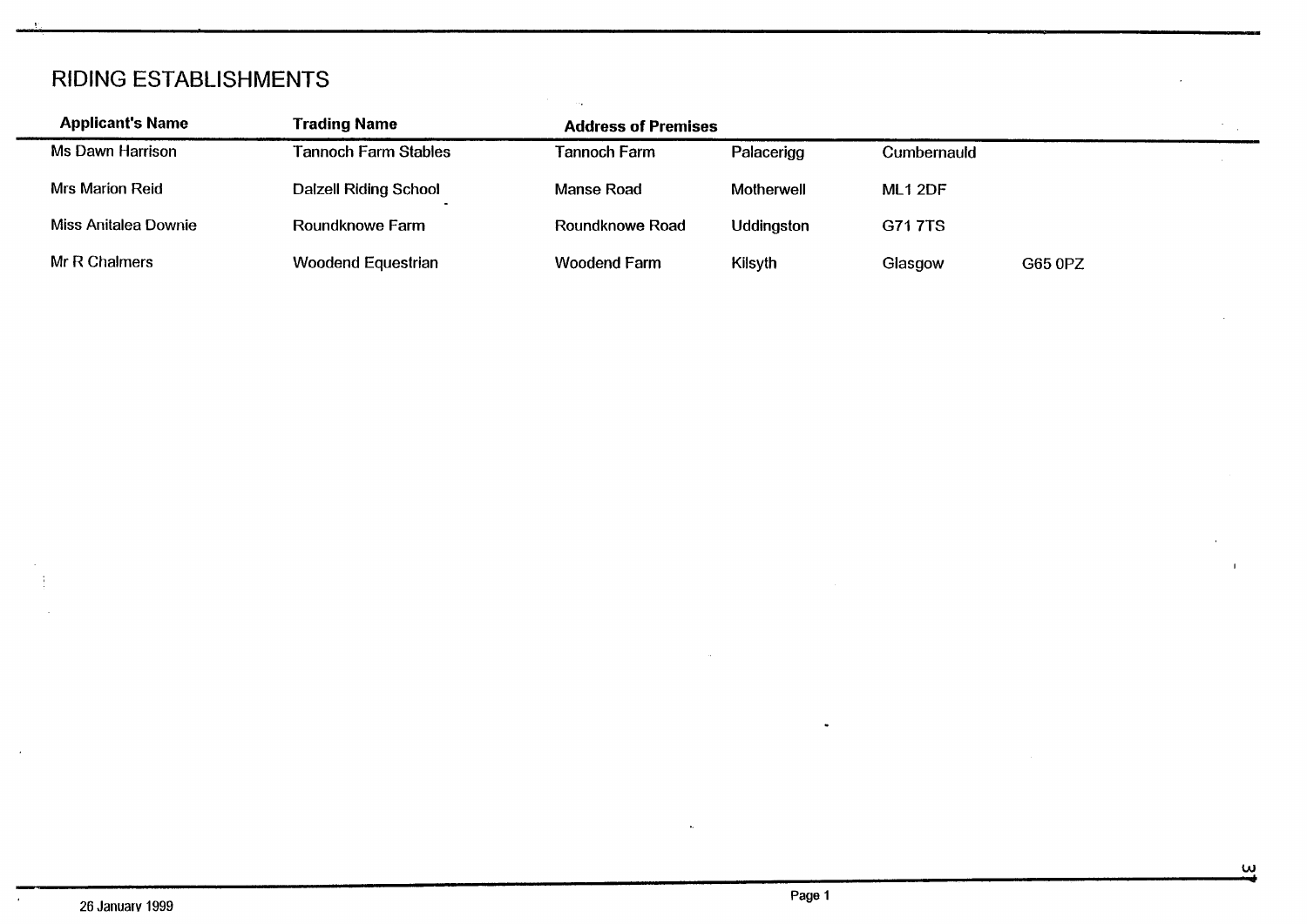# RIDING ESTABLISHMENTS

| Applicant's Name | Trading Name | Address of Premises | | | |
|---|---|---|---|---|---|
| Ms Dawn Harrison | Tannoch Farm Stables | Tannoch Farm | Palacerigg | Cumbernauld | |
| Mrs Marion Reid | Dalzell Riding School | Manse Road | Motherwell | ML1 2DF | |
| Miss Anitalea Downie | Roundknowe Farm | Roundknowe Road | Uddingston | G71 7TS | |
| Mr R Chalmers | Woodend Equestrian | Woodend Farm | Kilsyth | Glasgow | G65 0PZ |

26 January 1999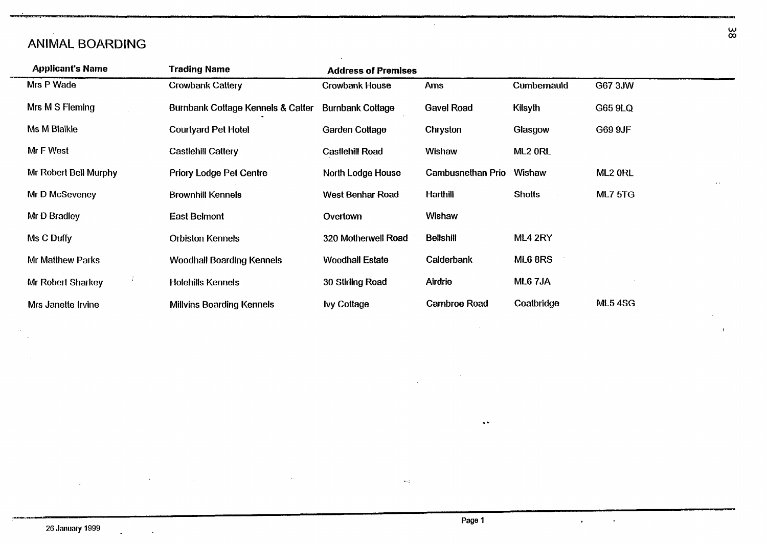# ANIMAL BOARDING

| Applicant's Name | Trading Name | Address of Premises | | | |
|---|---|---|---|---|---|
| Mrs P Wade | Crowbank Cattery | Crowbank House | Arns | Cumbernauld | G67 3JW |
| Mrs M S Fleming | Burnbank Cottage Kennels & Catter | Burnbank Cottage | Gavel Road | Kilsyth | G65 9LQ |
| Ms M Blaikie | Courtyard Pet Hotel | Garden Cottage | Chryston | Glasgow | G69 9JF |
| Mr F West | Castlehill Cattery | Castlehill Road | Wishaw | ML2 0RL | |
| Mr Robert Bell Murphy | Priory Lodge Pet Centre | North Lodge House | Cambusnethan Prio | Wishaw | ML2 0RL |
| Mr D McSeveney | Brownhill Kennels | West Benhar Road | Harthill | Shotts | ML7 5TG |
| Mr D Bradley | East Belmont | Overtown | Wishaw | | |
| Ms C Duffy | Orbiston Kennels | 320 Motherwell Road | Bellshill | ML4 2RY | |
| Mr Matthew Parks | Woodhall Boarding Kennels | Woodhall Estate | Calderbank | ML6 8RS | |
| Mr Robert Sharkey | Holehills Kennels | 30 Stirling Road | Airdrie | ML6 7JA | |
| Mrs Janette Irvine | Millvins Boarding Kennels | Ivy Cottage | Carnbroe Road | Coatbridge | ML5 4SG |

26 January 1999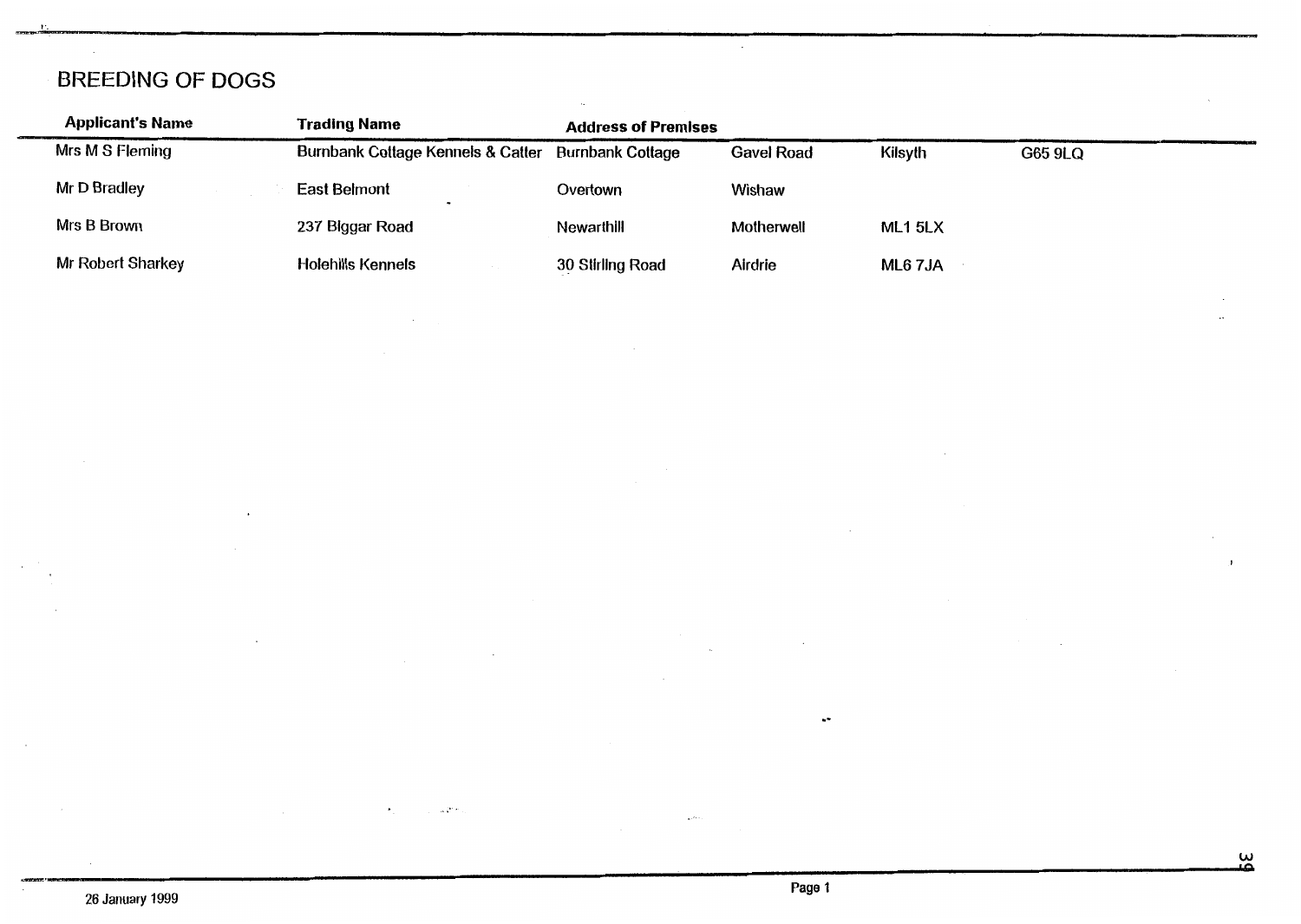## BREEDING OF DOGS

| Applicant's Name | Trading Name | Address of Premises | | | |
|---|---|---|---|---|---|
| Mrs M S Fleming | Burnbank Cottage Kennels & Catter | Burnbank Cottage | Gavel Road | Kilsyth | G65 9LQ |
| Mr D Bradley | East Belmont | Overtown | Wishaw | | |
| Mrs B Brown | 237 Biggar Road | Newarthill | Motherwell | ML1 5LX | |
| Mr Robert Sharkey | Holehills Kennels | 30 Stirling Road | Airdrie | ML6 7JA | |

26 January 1999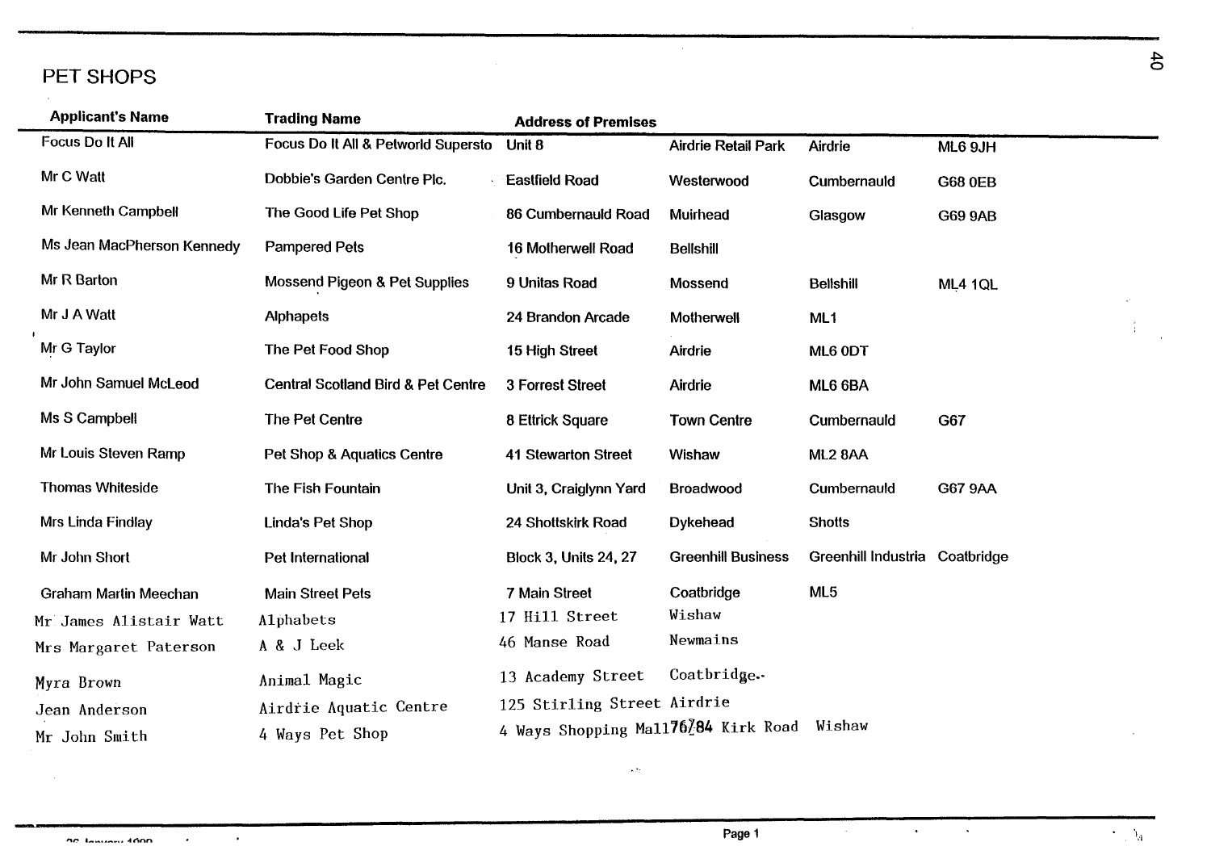# PET SHOPS

| Applicant's Name | Trading Name | Address of Premises | | | |
|---|---|---|---|---|---|
| Focus Do It All | Focus Do It All & Petworld Supersto | Unit 8 | Airdrie Retail Park | Airdrie | ML6 9JH |
| Mr C Watt | Dobbie's Garden Centre Plc. | Eastfield Road | Westerwood | Cumbernauld | G68 0EB |
| Mr Kenneth Campbell | The Good Life Pet Shop | 86 Cumbernauld Road | Muirhead | Glasgow | G69 9AB |
| Ms Jean MacPherson Kennedy | Pampered Pets | 16 Motherwell Road | Bellshill | | |
| Mr R Barton | Mossend Pigeon & Pet Supplies | 9 Unitas Road | Mossend | Bellshill | ML4 1QL |
| Mr J A Watt | Alphapets | 24 Brandon Arcade | Motherwell | ML1 | |
| Mr G Taylor | The Pet Food Shop | 15 High Street | Airdrie | ML6 0DT | |
| Mr John Samuel McLeod | Central Scotland Bird & Pet Centre | 3 Forrest Street | Airdrie | ML6 6BA | |
| Ms S Campbell | The Pet Centre | 8 Ettrick Square | Town Centre | Cumbernauld | G67 |
| Mr Louis Steven Ramp | Pet Shop & Aquatics Centre | 41 Stewarton Street | Wishaw | ML2 8AA | |
| Thomas Whiteside | The Fish Fountain | Unit 3, Craiglynn Yard | Broadwood | Cumbernauld | G67 9AA |
| Mrs Linda Findlay | Linda's Pet Shop | 24 Shottskirk Road | Dykehead | Shotts | |
| Mr John Short | Pet International | Block 3, Units 24, 27 | Greenhill Business | Greenhill Industria | Coatbridge |
| Graham Martin Meechan | Main Street Pets | 7 Main Street | Coatbridge | ML5 | |
| Mr James Alistair Watt | Alphabets | 17 Hill Street | Wishaw | | |
| Mrs Margaret Paterson | A & J Leek | 46 Manse Road | Newmains | | |
| Myra Brown | Animal Magic | 13 Academy Street | Coatbridge. | | |
| Jean Anderson | Airdrie Aquatic Centre | 125 Stirling Street | Airdrie | | |
| Mr John Smith | 4 Ways Pet Shop | 4 Ways Shopping Mall | 76/84 Kirk Road | Wishaw | |